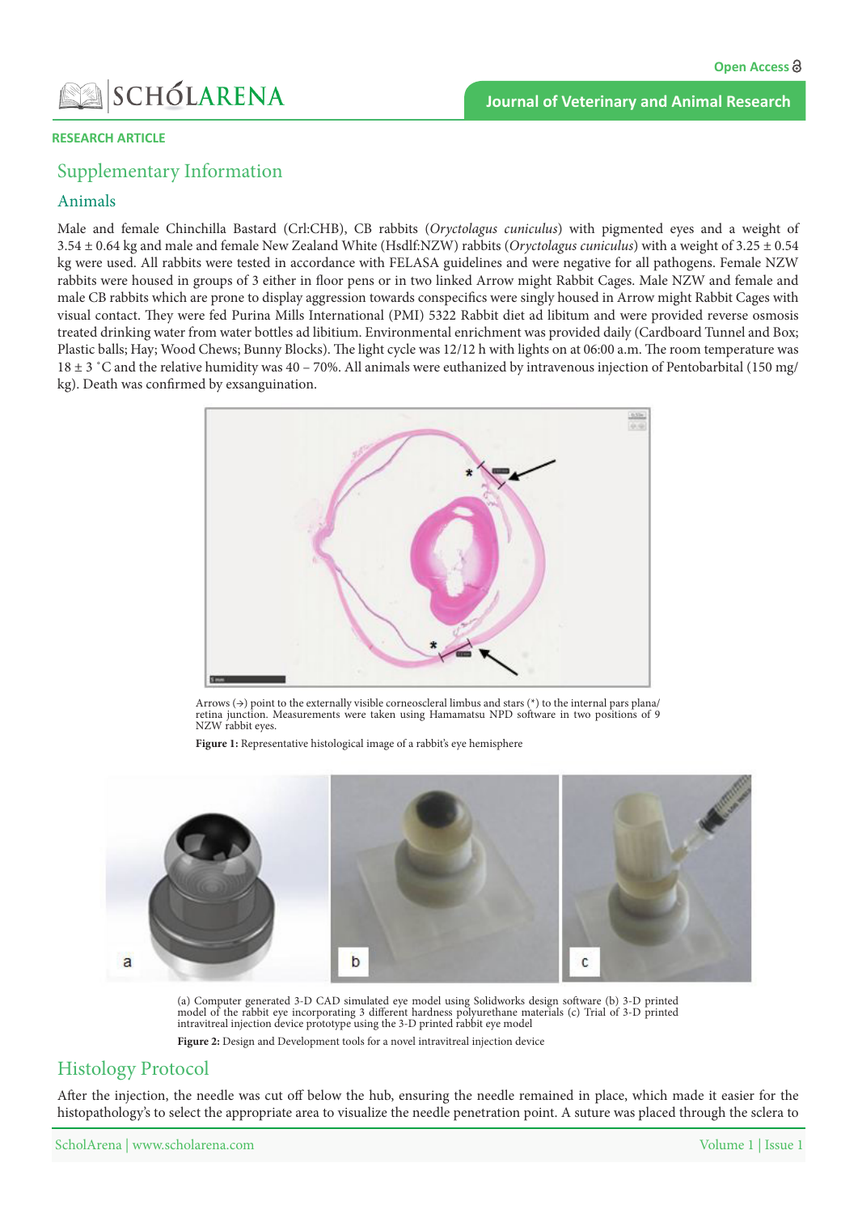RESEARCH ARTICLE

## Supplementary Information

### Animals

Male and female Chinchilla Bastard (Crl:CHB), CB rabbits (*Oryctolagus cuniculus*) with pigmented eyes and a weight of 3.54 ± 0.64 kg and male and female New Zealand White (Hsdlf:NZW) rabbits (*Oryctolagus cuniculus*) with a weight of 3.25 ± 0.54 kg were used. All rabbits were tested in accordance with FELASA guidelines and were negative for all pathogens. Female NZW rabbits were housed in groups of 3 either in floor pens or in two linked Arrow might Rabbit Cages. Male NZW and female and male CB rabbits which are prone to display aggression towards conspecifics were singly housed in Arrow might Rabbit Cages with visual contact. They were fed Purina Mills International (PMI) 5322 Rabbit diet ad libitum and were provided reverse osmosis treated drinking water from water bottles ad libitium. Environmental enrichment was provided daily (Cardboard Tunnel and Box; Plastic balls; Hay; Wood Chews; Bunny Blocks). The light cycle was 12/12 h with lights on at 06:00 a.m. The room temperature was 18 ± 3 ˚C and the relative humidity was 40 – 70%. All animals were euthanized by intravenous injection of Pentobarbital (150 mg/kg). Death was confirmed by exsanguination.

Arrows (→) point to the externally visible corneoscleral limbus and stars (*) to the internal pars plana/retina junction. Measurements were taken using Hamamatsu NPD software in two positions of 9 NZW rabbit eyes.

**Figure 1:** Representative histological image of a rabbit's eye hemisphere

(a) Computer generated 3-D CAD simulated eye model using Solidworks design software (b) 3-D printed model of the rabbit eye incorporating 3 different hardness polyurethane materials (c) Trial of 3-D printed intravitreal injection device prototype using the 3-D printed rabbit eye model

**Figure 2:** Design and Development tools for a novel intravitreal injection device

## Histology Protocol

After the injection, the needle was cut off below the hub, ensuring the needle remained in place, which made it easier for the histopathology's to select the appropriate area to visualize the needle penetration point. A suture was placed through the sclera to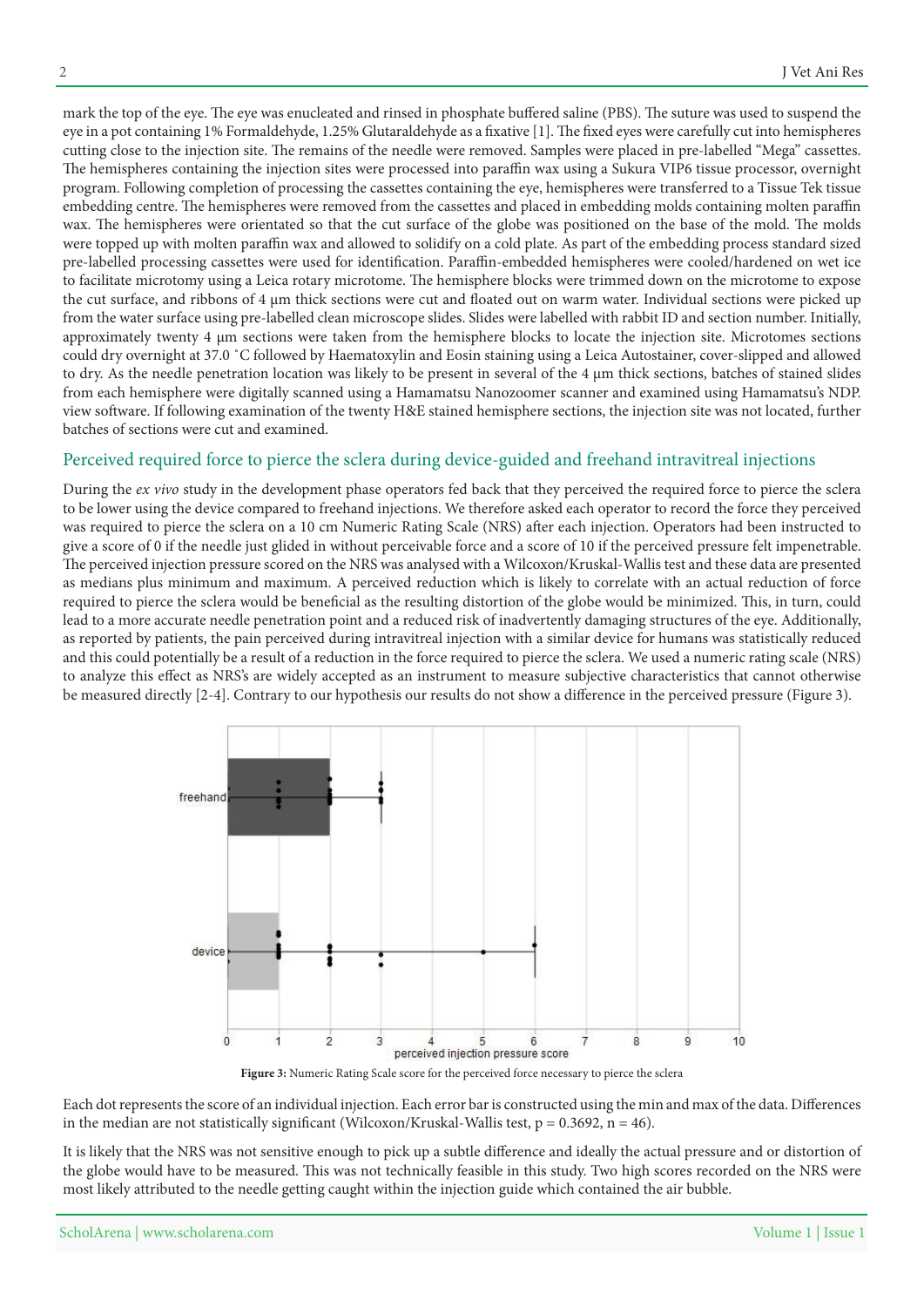mark the top of the eye. The eye was enucleated and rinsed in phosphate buffered saline (PBS). The suture was used to suspend the eye in a pot containing 1% Formaldehyde, 1.25% Glutaraldehyde as a fixative [1]. The fixed eyes were carefully cut into hemispheres cutting close to the injection site. The remains of the needle were removed. Samples were placed in pre-labelled "Mega" cassettes. The hemispheres containing the injection sites were processed into paraffin wax using a Sukura VIP6 tissue processor, overnight program. Following completion of processing the cassettes containing the eye, hemispheres were transferred to a Tissue Tek tissue embedding centre. The hemispheres were removed from the cassettes and placed in embedding molds containing molten paraffin wax. The hemispheres were orientated so that the cut surface of the globe was positioned on the base of the mold. The molds were topped up with molten paraffin wax and allowed to solidify on a cold plate. As part of the embedding process standard sized pre-labelled processing cassettes were used for identification. Paraffin-embedded hemispheres were cooled/hardened on wet ice to facilitate microtomy using a Leica rotary microtome. The hemisphere blocks were trimmed down on the microtome to expose the cut surface, and ribbons of 4 µm thick sections were cut and floated out on warm water. Individual sections were picked up from the water surface using pre-labelled clean microscope slides. Slides were labelled with rabbit ID and section number. Initially, approximately twenty 4 µm sections were taken from the hemisphere blocks to locate the injection site. Microtomes sections could dry overnight at 37.0 °C followed by Haematoxylin and Eosin staining using a Leica Autostainer, cover-slipped and allowed to dry. As the needle penetration location was likely to be present in several of the 4 µm thick sections, batches of stained slides from each hemisphere were digitally scanned using a Hamamatsu Nanozoomer scanner and examined using Hamamatsu's NDP. view software. If following examination of the twenty H&E stained hemisphere sections, the injection site was not located, further batches of sections were cut and examined.

## Perceived required force to pierce the sclera during device-guided and freehand intravitreal injections

During the *ex vivo* study in the development phase operators fed back that they perceived the required force to pierce the sclera to be lower using the device compared to freehand injections. We therefore asked each operator to record the force they perceived was required to pierce the sclera on a 10 cm Numeric Rating Scale (NRS) after each injection. Operators had been instructed to give a score of 0 if the needle just glided in without perceivable force and a score of 10 if the perceived pressure felt impenetrable. The perceived injection pressure scored on the NRS was analysed with a Wilcoxon/Kruskal-Wallis test and these data are presented as medians plus minimum and maximum. A perceived reduction which is likely to correlate with an actual reduction of force required to pierce the sclera would be beneficial as the resulting distortion of the globe would be minimized. This, in turn, could lead to a more accurate needle penetration point and a reduced risk of inadvertently damaging structures of the eye. Additionally, as reported by patients, the pain perceived during intravitreal injection with a similar device for humans was statistically reduced and this could potentially be a result of a reduction in the force required to pierce the sclera. We used a numeric rating scale (NRS) to analyze this effect as NRS's are widely accepted as an instrument to measure subjective characteristics that cannot otherwise be measured directly [2-4]. Contrary to our hypothesis our results do not show a difference in the perceived pressure (Figure 3).

**Figure 3:** Numeric Rating Scale score for the perceived force necessary to pierce the sclera

Each dot represents the score of an individual injection. Each error bar is constructed using the min and max of the data. Differences in the median are not statistically significant (Wilcoxon/Kruskal-Wallis test, $p = 0.3692$, $n = 46$).

It is likely that the NRS was not sensitive enough to pick up a subtle difference and ideally the actual pressure and or distortion of the globe would have to be measured. This was not technically feasible in this study. Two high scores recorded on the NRS were most likely attributed to the needle getting caught within the injection guide which contained the air bubble.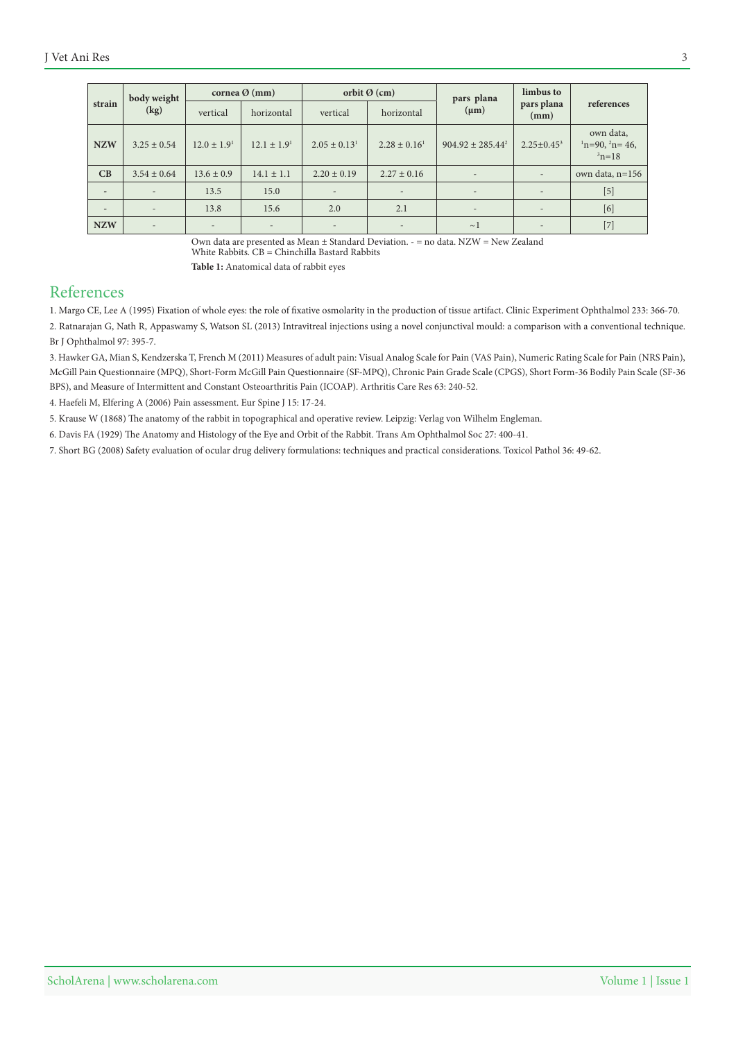| strain | body weight (kg) | cornea Ø (mm) | | orbit Ø (cm) | | pars plana (µm) | limbus to pars plana (mm) | references |
|---|---|---|---|---|---|---|---|---|
| | | vertical | horizontal | vertical | horizontal | | | |
| **NZW** | 3.25 ± 0.54 | 12.0 ± 1.9[1] | 12.1 ± 1.9[1] | 2.05 ± 0.13[1] | 2.28 ± 0.16[1] | 904.92 ± 285.44[2] | 2.25±0.45[3] | own data, [1]n=90, [2]n= 46, [3]n=18 |
| **CB** | 3.54 ± 0.64 | 13.6 ± 0.9 | 14.1 ± 1.1 | 2.20 ± 0.19 | 2.27 ± 0.16 | - | - | own data, n=156 |
| - | - | 13.5 | 15.0 | - | - | - | - | [5] |
| - | - | 13.8 | 15.6 | 2.0 | 2.1 | - | - | [6] |
| **NZW** | - | - | - | - | - | ~1 | - | [7] |

Own data are presented as Mean ± Standard Deviation. - = no data. NZW = New Zealand White Rabbits. CB = Chinchilla Bastard Rabbits

**Table 1:** Anatomical data of rabbit eyes

## References

1. Margo CE, Lee A (1995) Fixation of whole eyes: the role of fixative osmolarity in the production of tissue artifact. Clinic Experiment Ophthalmol 233: 366-70.
2. Ratnarajan G, Nath R, Appaswamy S, Watson SL (2013) Intravitreal injections using a novel conjunctival mould: a comparison with a conventional technique. Br J Ophthalmol 97: 395-7.
3. Hawker GA, Mian S, Kendzerska T, French M (2011) Measures of adult pain: Visual Analog Scale for Pain (VAS Pain), Numeric Rating Scale for Pain (NRS Pain), McGill Pain Questionnaire (MPQ), Short-Form McGill Pain Questionnaire (SF-MPQ), Chronic Pain Grade Scale (CPGS), Short Form-36 Bodily Pain Scale (SF-36 BPS), and Measure of Intermittent and Constant Osteoarthritis Pain (ICOAP). Arthritis Care Res 63: 240-52.
4. Haefeli M, Elfering A (2006) Pain assessment. Eur Spine J 15: 17-24.
5. Krause W (1868) The anatomy of the rabbit in topographical and operative review. Leipzig: Verlag von Wilhelm Engleman.
6. Davis FA (1929) The Anatomy and Histology of the Eye and Orbit of the Rabbit. Trans Am Ophthalmol Soc 27: 400-41.
7. Short BG (2008) Safety evaluation of ocular drug delivery formulations: techniques and practical considerations. Toxicol Pathol 36: 49-62.